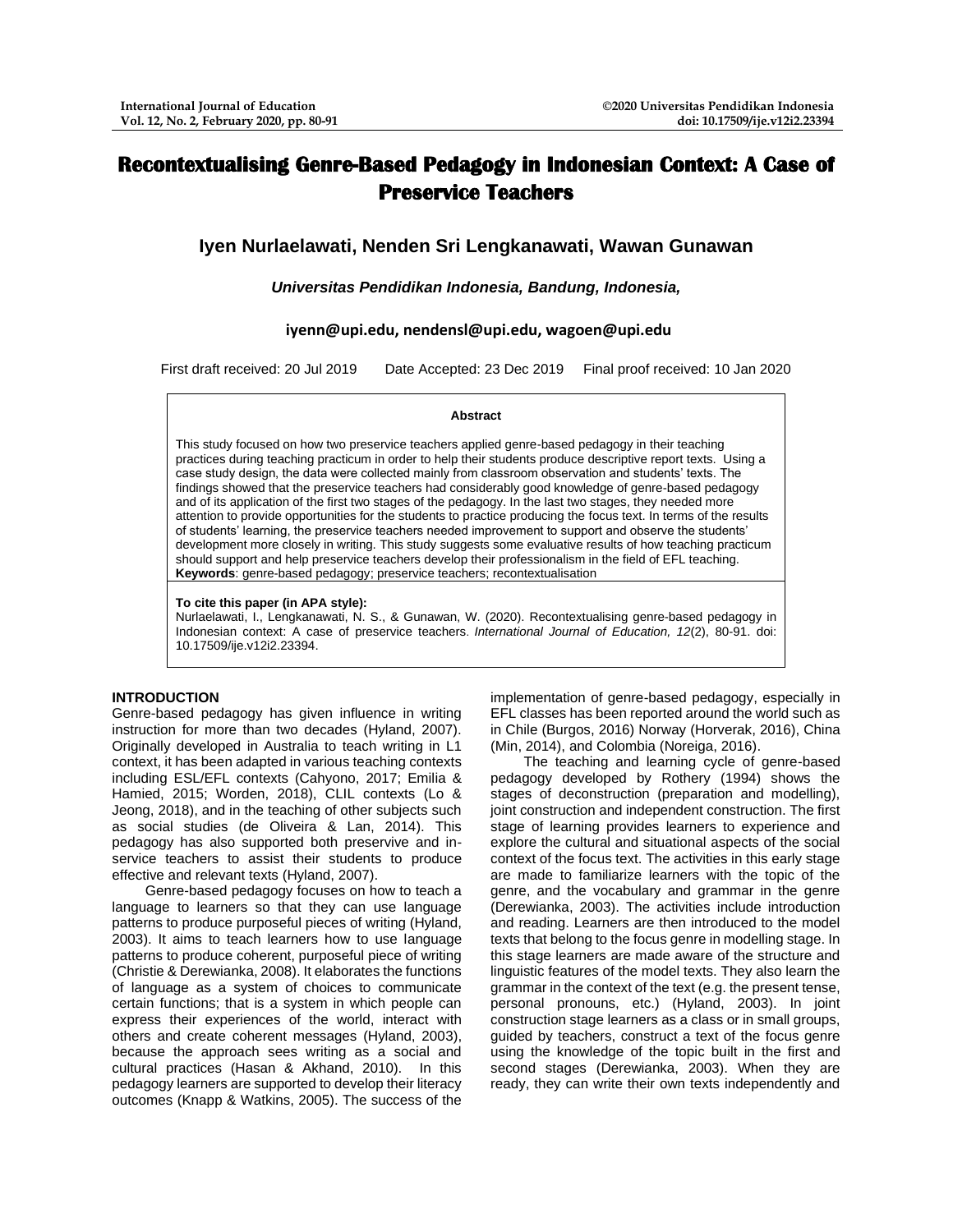# Recontextualising Genre-Based Pedagogy in Indonesian Context: A Case of Preservice Teachers

**Iyen Nurlaelawati, Nenden Sri Lengkanawati, Wawan Gunawan**

*Universitas Pendidikan Indonesia, Bandung, Indonesia,*

**iyenn@upi.edu, nendensl@upi.edu, wagoen@upi.edu**

First draft received: 20 Jul 2019 Date Accepted: 23 Dec 2019 Final proof received: 10 Jan 2020

**Abstract**

This study focused on how two preservice teachers applied genre-based pedagogy in their teaching practices during teaching practicum in order to help their students produce descriptive report texts. Using a case study design, the data were collected mainly from classroom observation and students' texts. The findings showed that the preservice teachers had considerably good knowledge of genre-based pedagogy and of its application of the first two stages of the pedagogy. In the last two stages, they needed more attention to provide opportunities for the students to practice producing the focus text. In terms of the results of students' learning, the preservice teachers needed improvement to support and observe the students' development more closely in writing. This study suggests some evaluative results of how teaching practicum should support and help preservice teachers develop their professionalism in the field of EFL teaching.

**Keywords**: genre-based pedagogy; preservice teachers; recontextualisation

**To cite this paper (in APA style):**
Nurlaelawati, I., Lengkanawati, N. S., & Gunawan, W. (2020). Recontextualising genre-based pedagogy in Indonesian context: A case of preservice teachers. *International Journal of Education, 12*(2), 80-91. doi: 10.17509/ije.v12i2.23394.

## INTRODUCTION

Genre-based pedagogy has given influence in writing instruction for more than two decades (Hyland, 2007). Originally developed in Australia to teach writing in L1 context, it has been adapted in various teaching contexts including ESL/EFL contexts (Cahyono, 2017; Emilia & Hamied, 2015; Worden, 2018), CLIL contexts (Lo & Jeong, 2018), and in the teaching of other subjects such as social studies (de Oliveira & Lan, 2014). This pedagogy has also supported both preservive and in-service teachers to assist their students to produce effective and relevant texts (Hyland, 2007).

Genre-based pedagogy focuses on how to teach a language to learners so that they can use language patterns to produce purposeful pieces of writing (Hyland, 2003). It aims to teach learners how to use language patterns to produce coherent, purposeful piece of writing (Christie & Derewianka, 2008). It elaborates the functions of language as a system of choices to communicate certain functions; that is a system in which people can express their experiences of the world, interact with others and create coherent messages (Hyland, 2003), because the approach sees writing as a social and cultural practices (Hasan & Akhand, 2010). In this pedagogy learners are supported to develop their literacy outcomes (Knapp & Watkins, 2005). The success of the implementation of genre-based pedagogy, especially in EFL classes has been reported around the world such as in Chile (Burgos, 2016) Norway (Horverak, 2016), China (Min, 2014), and Colombia (Noreiga, 2016).

The teaching and learning cycle of genre-based pedagogy developed by Rothery (1994) shows the stages of deconstruction (preparation and modelling), joint construction and independent construction. The first stage of learning provides learners to experience and explore the cultural and situational aspects of the social context of the focus text. The activities in this early stage are made to familiarize learners with the topic of the genre, and the vocabulary and grammar in the genre (Derewianka, 2003). The activities include introduction and reading. Learners are then introduced to the model texts that belong to the focus genre in modelling stage. In this stage learners are made aware of the structure and linguistic features of the model texts. They also learn the grammar in the context of the text (e.g. the present tense, personal pronouns, etc.) (Hyland, 2003). In joint construction stage learners as a class or in small groups, guided by teachers, construct a text of the focus genre using the knowledge of the topic built in the first and second stages (Derewianka, 2003). When they are ready, they can write their own texts independently and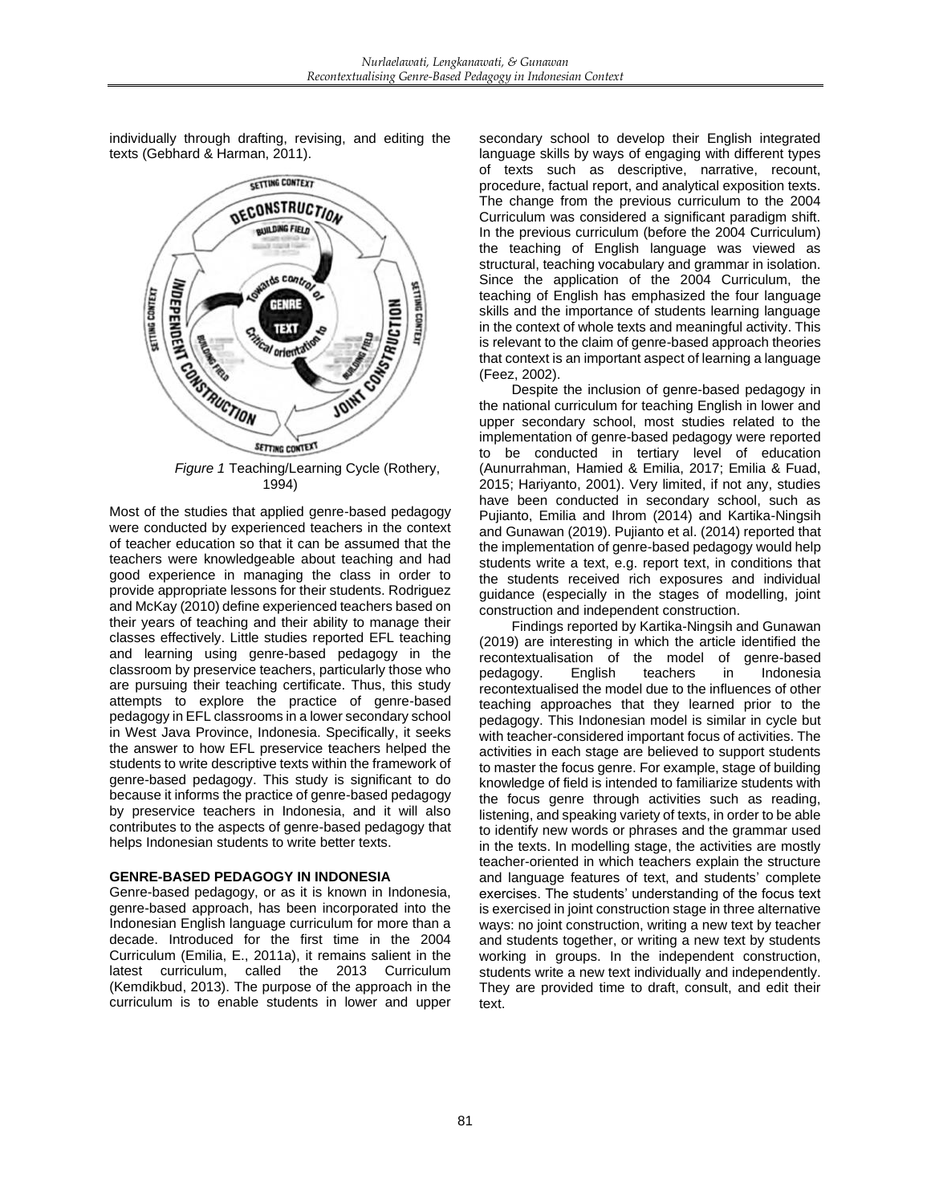individually through drafting, revising, and editing the texts (Gebhard & Harman, 2011).

*Figure 1* Teaching/Learning Cycle (Rothery, 1994)

Most of the studies that applied genre-based pedagogy were conducted by experienced teachers in the context of teacher education so that it can be assumed that the teachers were knowledgeable about teaching and had good experience in managing the class in order to provide appropriate lessons for their students. Rodriguez and McKay (2010) define experienced teachers based on their years of teaching and their ability to manage their classes effectively. Little studies reported EFL teaching and learning using genre-based pedagogy in the classroom by preservice teachers, particularly those who are pursuing their teaching certificate. Thus, this study attempts to explore the practice of genre-based pedagogy in EFL classrooms in a lower secondary school in West Java Province, Indonesia. Specifically, it seeks the answer to how EFL preservice teachers helped the students to write descriptive texts within the framework of genre-based pedagogy. This study is significant to do because it informs the practice of genre-based pedagogy by preservice teachers in Indonesia, and it will also contributes to the aspects of genre-based pedagogy that helps Indonesian students to write better texts.

## GENRE-BASED PEDAGOGY IN INDONESIA

Genre-based pedagogy, or as it is known in Indonesia, genre-based approach, has been incorporated into the Indonesian English language curriculum for more than a decade. Introduced for the first time in the 2004 Curriculum (Emilia, E., 2011a), it remains salient in the latest curriculum, called the 2013 Curriculum (Kemdikbud, 2013). The purpose of the approach in the curriculum is to enable students in lower and upper secondary school to develop their English integrated language skills by ways of engaging with different types of texts such as descriptive, narrative, recount, procedure, factual report, and analytical exposition texts. The change from the previous curriculum to the 2004 Curriculum was considered a significant paradigm shift. In the previous curriculum (before the 2004 Curriculum) the teaching of English language was viewed as structural, teaching vocabulary and grammar in isolation. Since the application of the 2004 Curriculum, the teaching of English has emphasized the four language skills and the importance of students learning language in the context of whole texts and meaningful activity. This is relevant to the claim of genre-based approach theories that context is an important aspect of learning a language (Feez, 2002).

Despite the inclusion of genre-based pedagogy in the national curriculum for teaching English in lower and upper secondary school, most studies related to the implementation of genre-based pedagogy were reported to be conducted in tertiary level of education (Aunurrahman, Hamied & Emilia, 2017; Emilia & Fuad, 2015; Hariyanto, 2001). Very limited, if not any, studies have been conducted in secondary school, such as Pujianto, Emilia and Ihrom (2014) and Kartika-Ningsih and Gunawan (2019). Pujianto et al. (2014) reported that the implementation of genre-based pedagogy would help students write a text, e.g. report text, in conditions that the students received rich exposures and individual guidance (especially in the stages of modelling, joint construction and independent construction.

Findings reported by Kartika-Ningsih and Gunawan (2019) are interesting in which the article identified the recontextualisation of the model of genre-based pedagogy. English teachers in Indonesia recontextualised the model due to the influences of other teaching approaches that they learned prior to the pedagogy. This Indonesian model is similar in cycle but with teacher-considered important focus of activities. The activities in each stage are believed to support students to master the focus genre. For example, stage of building knowledge of field is intended to familiarize students with the focus genre through activities such as reading, listening, and speaking variety of texts, in order to be able to identify new words or phrases and the grammar used in the texts. In modelling stage, the activities are mostly teacher-oriented in which teachers explain the structure and language features of text, and students' complete exercises. The students' understanding of the focus text is exercised in joint construction stage in three alternative ways: no joint construction, writing a new text by teacher and students together, or writing a new text by students working in groups. In the independent construction, students write a new text individually and independently. They are provided time to draft, consult, and edit their text.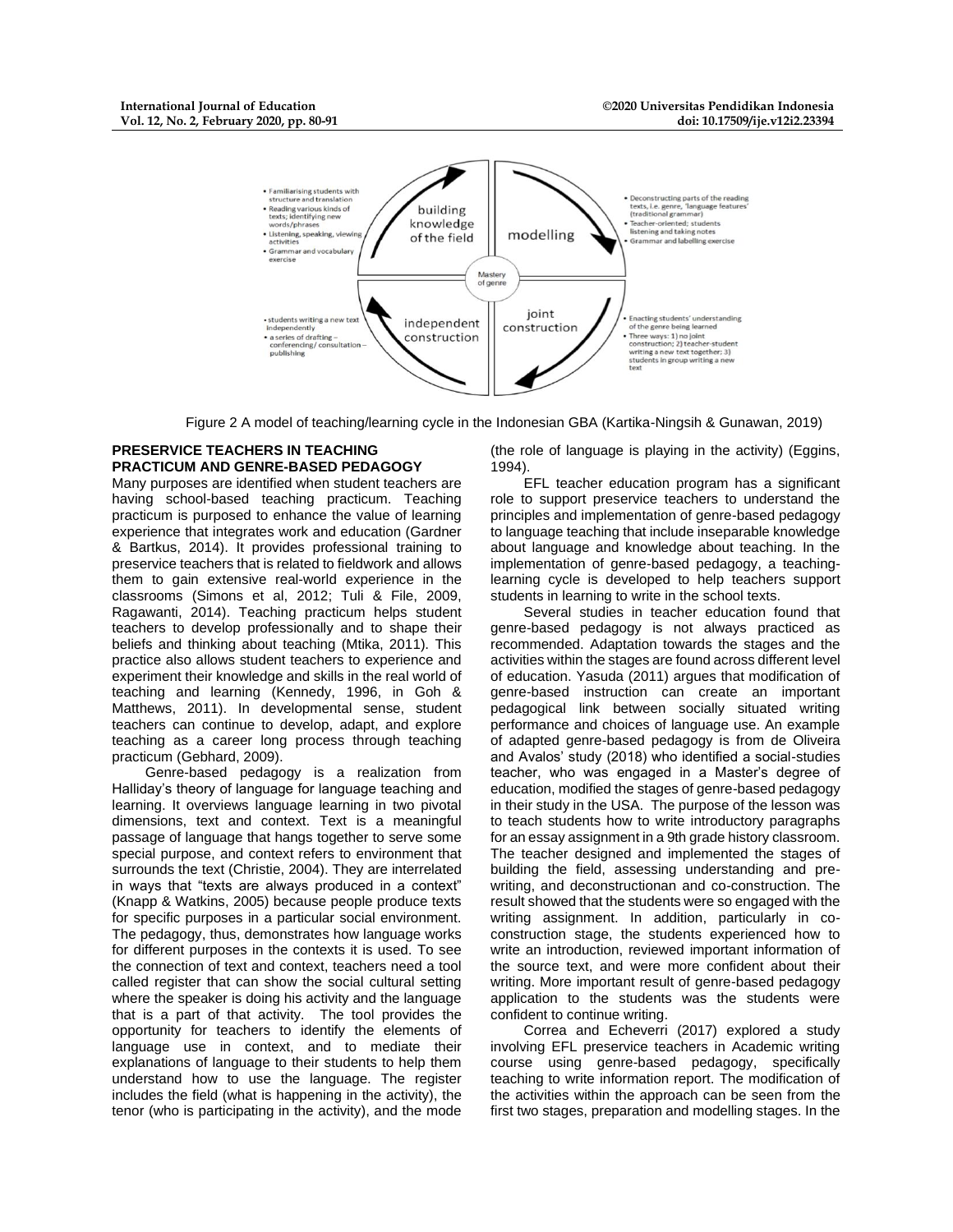Figure 2 A model of teaching/learning cycle in the Indonesian GBA (Kartika-Ningsih & Gunawan, 2019)

## PRESERVICE TEACHERS IN TEACHING PRACTICUM AND GENRE-BASED PEDAGOGY

Many purposes are identified when student teachers are having school-based teaching practicum. Teaching practicum is purposed to enhance the value of learning experience that integrates work and education (Gardner & Bartkus, 2014). It provides professional training to preservice teachers that is related to fieldwork and allows them to gain extensive real-world experience in the classrooms (Simons et al, 2012; Tuli & File, 2009, Ragawanti, 2014). Teaching practicum helps student teachers to develop professionally and to shape their beliefs and thinking about teaching (Mtika, 2011). This practice also allows student teachers to experience and experiment their knowledge and skills in the real world of teaching and learning (Kennedy, 1996, in Goh & Matthews, 2011). In developmental sense, student teachers can continue to develop, adapt, and explore teaching as a career long process through teaching practicum (Gebhard, 2009).

Genre-based pedagogy is a realization from Halliday's theory of language for language teaching and learning. It overviews language learning in two pivotal dimensions, text and context. Text is a meaningful passage of language that hangs together to serve some special purpose, and context refers to environment that surrounds the text (Christie, 2004). They are interrelated in ways that "texts are always produced in a context" (Knapp & Watkins, 2005) because people produce texts for specific purposes in a particular social environment. The pedagogy, thus, demonstrates how language works for different purposes in the contexts it is used. To see the connection of text and context, teachers need a tool called register that can show the social cultural setting where the speaker is doing his activity and the language that is a part of that activity. The tool provides the opportunity for teachers to identify the elements of language use in context, and to mediate their explanations of language to their students to help them understand how to use the language. The register includes the field (what is happening in the activity), the tenor (who is participating in the activity), and the mode (the role of language is playing in the activity) (Eggins, 1994).

EFL teacher education program has a significant role to support preservice teachers to understand the principles and implementation of genre-based pedagogy to language teaching that include inseparable knowledge about language and knowledge about teaching. In the implementation of genre-based pedagogy, a teaching-learning cycle is developed to help teachers support students in learning to write in the school texts.

Several studies in teacher education found that genre-based pedagogy is not always practiced as recommended. Adaptation towards the stages and the activities within the stages are found across different level of education. Yasuda (2011) argues that modification of genre-based instruction can create an important pedagogical link between socially situated writing performance and choices of language use. An example of adapted genre-based pedagogy is from de Oliveira and Avalos' study (2018) who identified a social-studies teacher, who was engaged in a Master's degree of education, modified the stages of genre-based pedagogy in their study in the USA. The purpose of the lesson was to teach students how to write introductory paragraphs for an essay assignment in a 9th grade history classroom. The teacher designed and implemented the stages of building the field, assessing understanding and pre-writing, and deconstructionan and co-construction. The result showed that the students were so engaged with the writing assignment. In addition, particularly in co-construction stage, the students experienced how to write an introduction, reviewed important information of the source text, and were more confident about their writing. More important result of genre-based pedagogy application to the students was the students were confident to continue writing.

Correa and Echeverri (2017) explored a study involving EFL preservice teachers in Academic writing course using genre-based pedagogy, specifically teaching to write information report. The modification of the activities within the approach can be seen from the first two stages, preparation and modelling stages. In the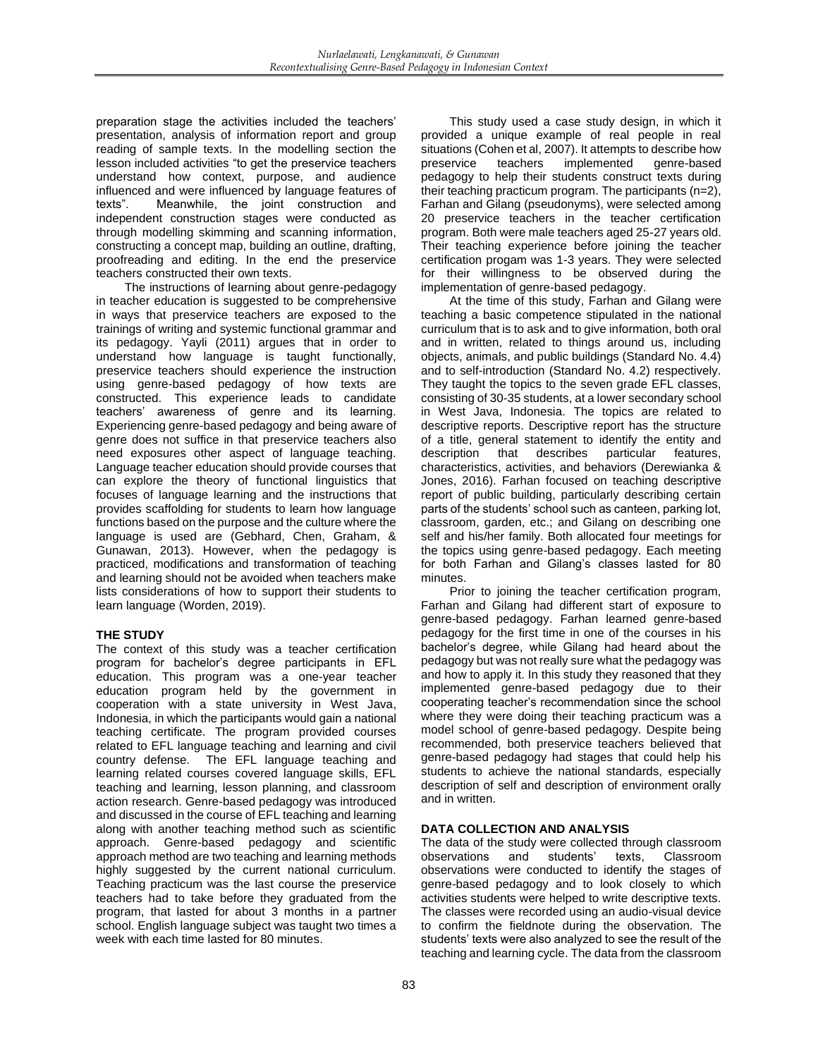preparation stage the activities included the teachers' presentation, analysis of information report and group reading of sample texts. In the modelling section the lesson included activities "to get the preservice teachers understand how context, purpose, and audience influenced and were influenced by language features of texts". Meanwhile, the joint construction and independent construction stages were conducted as through modelling skimming and scanning information, constructing a concept map, building an outline, drafting, proofreading and editing. In the end the preservice teachers constructed their own texts.

The instructions of learning about genre-pedagogy in teacher education is suggested to be comprehensive in ways that preservice teachers are exposed to the trainings of writing and systemic functional grammar and its pedagogy. Yayli (2011) argues that in order to understand how language is taught functionally, preservice teachers should experience the instruction using genre-based pedagogy of how texts are constructed. This experience leads to candidate teachers' awareness of genre and its learning. Experiencing genre-based pedagogy and being aware of genre does not suffice in that preservice teachers also need exposures other aspect of language teaching. Language teacher education should provide courses that can explore the theory of functional linguistics that focuses of language learning and the instructions that provides scaffolding for students to learn how language functions based on the purpose and the culture where the language is used are (Gebhard, Chen, Graham, & Gunawan, 2013). However, when the pedagogy is practiced, modifications and transformation of teaching and learning should not be avoided when teachers make lists considerations of how to support their students to learn language (Worden, 2019).

## THE STUDY

The context of this study was a teacher certification program for bachelor's degree participants in EFL education. This program was a one-year teacher education program held by the government in cooperation with a state university in West Java, Indonesia, in which the participants would gain a national teaching certificate. The program provided courses related to EFL language teaching and learning and civil country defense. The EFL language teaching and learning related courses covered language skills, EFL teaching and learning, lesson planning, and classroom action research. Genre-based pedagogy was introduced and discussed in the course of EFL teaching and learning along with another teaching method such as scientific approach. Genre-based pedagogy and scientific approach method are two teaching and learning methods highly suggested by the current national curriculum. Teaching practicum was the last course the preservice teachers had to take before they graduated from the program, that lasted for about 3 months in a partner school. English language subject was taught two times a week with each time lasted for 80 minutes.

This study used a case study design, in which it provided a unique example of real people in real situations (Cohen et al, 2007). It attempts to describe how preservice teachers implemented genre-based pedagogy to help their students construct texts during their teaching practicum program. The participants (n=2), Farhan and Gilang (pseudonyms), were selected among 20 preservice teachers in the teacher certification program. Both were male teachers aged 25-27 years old. Their teaching experience before joining the teacher certification progam was 1-3 years. They were selected for their willingness to be observed during the implementation of genre-based pedagogy.

At the time of this study, Farhan and Gilang were teaching a basic competence stipulated in the national curriculum that is to ask and to give information, both oral and in written, related to things around us, including objects, animals, and public buildings (Standard No. 4.4) and to self-introduction (Standard No. 4.2) respectively. They taught the topics to the seven grade EFL classes, consisting of 30-35 students, at a lower secondary school in West Java, Indonesia. The topics are related to descriptive reports. Descriptive report has the structure of a title, general statement to identify the entity and description that describes particular features, characteristics, activities, and behaviors (Derewianka & Jones, 2016). Farhan focused on teaching descriptive report of public building, particularly describing certain parts of the students' school such as canteen, parking lot, classroom, garden, etc.; and Gilang on describing one self and his/her family. Both allocated four meetings for the topics using genre-based pedagogy. Each meeting for both Farhan and Gilang's classes lasted for 80 minutes.

Prior to joining the teacher certification program, Farhan and Gilang had different start of exposure to genre-based pedagogy. Farhan learned genre-based pedagogy for the first time in one of the courses in his bachelor's degree, while Gilang had heard about the pedagogy but was not really sure what the pedagogy was and how to apply it. In this study they reasoned that they implemented genre-based pedagogy due to their cooperating teacher's recommendation since the school where they were doing their teaching practicum was a model school of genre-based pedagogy. Despite being recommended, both preservice teachers believed that genre-based pedagogy had stages that could help his students to achieve the national standards, especially description of self and description of environment orally and in written.

## DATA COLLECTION AND ANALYSIS

The data of the study were collected through classroom observations and students' texts, Classroom observations were conducted to identify the stages of genre-based pedagogy and to look closely to which activities students were helped to write descriptive texts. The classes were recorded using an audio-visual device to confirm the fieldnote during the observation. The students' texts were also analyzed to see the result of the teaching and learning cycle. The data from the classroom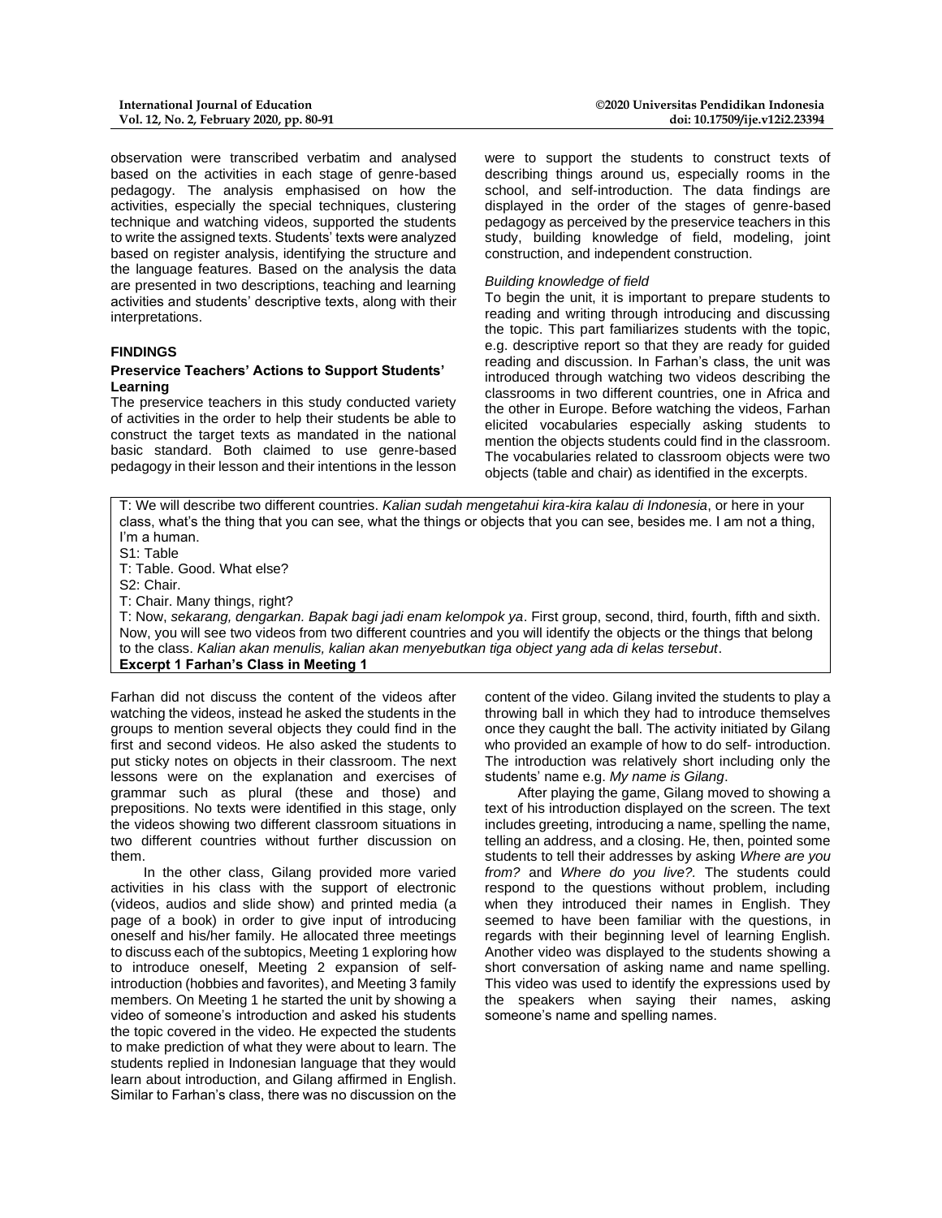observation were transcribed verbatim and analysed based on the activities in each stage of genre-based pedagogy. The analysis emphasised on how the activities, especially the special techniques, clustering technique and watching videos, supported the students to write the assigned texts. Students' texts were analyzed based on register analysis, identifying the structure and the language features. Based on the analysis the data are presented in two descriptions, teaching and learning activities and students' descriptive texts, along with their interpretations.

## FINDINGS

### Preservice Teachers' Actions to Support Students' Learning

The preservice teachers in this study conducted variety of activities in the order to help their students be able to construct the target texts as mandated in the national basic standard. Both claimed to use genre-based pedagogy in their lesson and their intentions in the lesson were to support the students to construct texts of describing things around us, especially rooms in the school, and self-introduction. The data findings are displayed in the order of the stages of genre-based pedagogy as perceived by the preservice teachers in this study, building knowledge of field, modeling, joint construction, and independent construction.

*Building knowledge of field*

To begin the unit, it is important to prepare students to reading and writing through introducing and discussing the topic. This part familiarizes students with the topic, e.g. descriptive report so that they are ready for guided reading and discussion. In Farhan's class, the unit was introduced through watching two videos describing the classrooms in two different countries, one in Africa and the other in Europe. Before watching the videos, Farhan elicited vocabularies especially asking students to mention the objects students could find in the classroom. The vocabularies related to classroom objects were two objects (table and chair) as identified in the excerpts.

> T: We will describe two different countries. *Kalian sudah mengetahui kira-kira kalau di Indonesia*, or here in your class, what's the thing that you can see, what the things or objects that you can see, besides me. I am not a thing, I'm a human.
> S1: Table
> T: Table. Good. What else?
> S2: Chair.
> T: Chair. Many things, right?
> T: Now, *sekarang, dengarkan. Bapak bagi jadi enam kelompok ya*. First group, second, third, fourth, fifth and sixth. Now, you will see two videos from two different countries and you will identify the objects or the things that belong to the class. *Kalian akan menulis, kalian akan menyebutkan tiga object yang ada di kelas tersebut*.
> **Excerpt 1 Farhan's Class in Meeting 1**

Farhan did not discuss the content of the videos after watching the videos, instead he asked the students in the groups to mention several objects they could find in the first and second videos. He also asked the students to put sticky notes on objects in their classroom. The next lessons were on the explanation and exercises of grammar such as plural (these and those) and prepositions. No texts were identified in this stage, only the videos showing two different classroom situations in two different countries without further discussion on them.

In the other class, Gilang provided more varied activities in his class with the support of electronic (videos, audios and slide show) and printed media (a page of a book) in order to give input of introducing oneself and his/her family. He allocated three meetings to discuss each of the subtopics, Meeting 1 exploring how to introduce oneself, Meeting 2 expansion of self-introduction (hobbies and favorites), and Meeting 3 family members. On Meeting 1 he started the unit by showing a video of someone's introduction and asked his students the topic covered in the video. He expected the students to make prediction of what they were about to learn. The students replied in Indonesian language that they would learn about introduction, and Gilang affirmed in English. Similar to Farhan's class, there was no discussion on the content of the video. Gilang invited the students to play a throwing ball in which they had to introduce themselves once they caught the ball. The activity initiated by Gilang who provided an example of how to do self- introduction. The introduction was relatively short including only the students' name e.g. *My name is Gilang*.

After playing the game, Gilang moved to showing a text of his introduction displayed on the screen. The text includes greeting, introducing a name, spelling the name, telling an address, and a closing. He, then, pointed some students to tell their addresses by asking *Where are you from?* and *Where do you live?*. The students could respond to the questions without problem, including when they introduced their names in English. They seemed to have been familiar with the questions, in regards with their beginning level of learning English. Another video was displayed to the students showing a short conversation of asking name and name spelling. This video was used to identify the expressions used by the speakers when saying their names, asking someone's name and spelling names.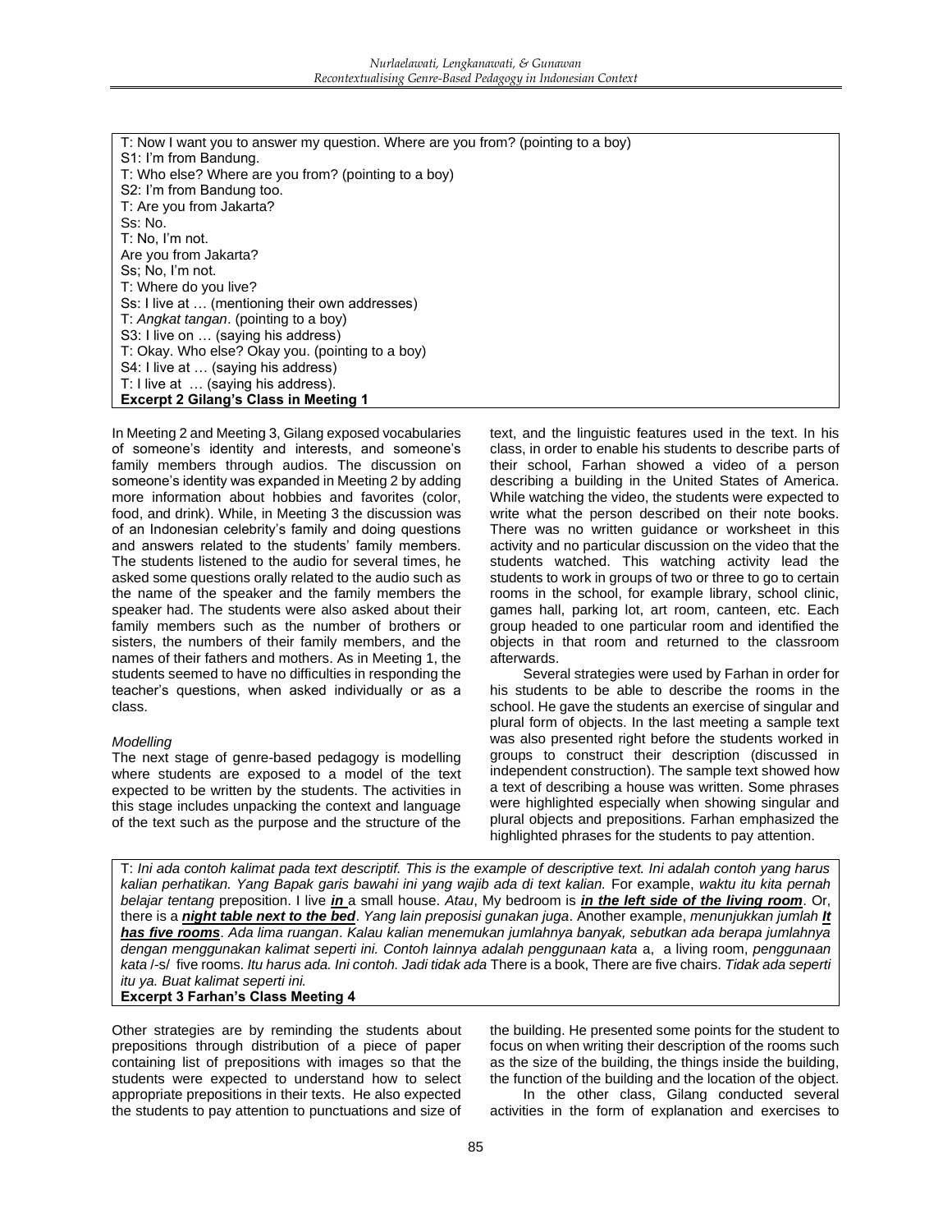T: Now I want you to answer my question. Where are you from? (pointing to a boy)
S1: I'm from Bandung.
T: Who else? Where are you from? (pointing to a boy)
S2: I'm from Bandung too.
T: Are you from Jakarta?
Ss: No.
T: No, I'm not.
Are you from Jakarta?
Ss; No, I'm not.
T: Where do you live?
Ss: I live at … (mentioning their own addresses)
T: *Angkat tangan*. (pointing to a boy)
S3: I live on … (saying his address)
T: Okay. Who else? Okay you. (pointing to a boy)
S4: I live at … (saying his address)
T: I live at … (saying his address).
**Excerpt 2 Gilang's Class in Meeting 1**

In Meeting 2 and Meeting 3, Gilang exposed vocabularies of someone's identity and interests, and someone's family members through audios. The discussion on someone's identity was expanded in Meeting 2 by adding more information about hobbies and favorites (color, food, and drink). While, in Meeting 3 the discussion was of an Indonesian celebrity's family and doing questions and answers related to the students' family members. The students listened to the audio for several times, he asked some questions orally related to the audio such as the name of the speaker and the family members the speaker had. The students were also asked about their family members such as the number of brothers or sisters, the numbers of their family members, and the names of their fathers and mothers. As in Meeting 1, the students seemed to have no difficulties in responding the teacher's questions, when asked individually or as a class.

*Modelling*

The next stage of genre-based pedagogy is modelling where students are exposed to a model of the text expected to be written by the students. The activities in this stage includes unpacking the context and language of the text such as the purpose and the structure of the text, and the linguistic features used in the text. In his class, in order to enable his students to describe parts of their school, Farhan showed a video of a person describing a building in the United States of America. While watching the video, the students were expected to write what the person described on their note books. There was no written guidance or worksheet in this activity and no particular discussion on the video that the students watched. This watching activity lead the students to work in groups of two or three to go to certain rooms in the school, for example library, school clinic, games hall, parking lot, art room, canteen, etc. Each group headed to one particular room and identified the objects in that room and returned to the classroom afterwards.

Several strategies were used by Farhan in order for his students to be able to describe the rooms in the school. He gave the students an exercise of singular and plural form of objects. In the last meeting a sample text was also presented right before the students worked in groups to construct their description (discussed in independent construction). The sample text showed how a text of describing a house was written. Some phrases were highlighted especially when showing singular and plural objects and prepositions. Farhan emphasized the highlighted phrases for the students to pay attention.

T: *Ini ada contoh kalimat pada text descriptif. This is the example of descriptive text. Ini adalah contoh yang harus kalian perhatikan. Yang Bapak garis bawahi ini yang wajib ada di text kalian.* For example, *waktu itu kita pernah belajar tentang* preposition. I live ***in*** a small house. *Atau*, My bedroom is ***in the left side of the living room***. Or, there is a ***night table next to the bed***. *Yang lain preposisi gunakan juga*. Another example, *menunjukkan jumlah* ***It has five rooms***. *Ada lima ruangan*. *Kalau kalian menemukan jumlahnya banyak, sebutkan ada berapa jumlahnya dengan menggunakan kalimat seperti ini. Contoh lainnya adalah penggunaan kata* a, a living room, *penggunaan kata* /-s/ five rooms. *Itu harus ada. Ini contoh. Jadi tidak ada* There is a book, There are five chairs. *Tidak ada seperti itu ya. Buat kalimat seperti ini.*
**Excerpt 3 Farhan's Class Meeting 4**

Other strategies are by reminding the students about prepositions through distribution of a piece of paper containing list of prepositions with images so that the students were expected to understand how to select appropriate prepositions in their texts. He also expected the students to pay attention to punctuations and size of the building. He presented some points for the student to focus on when writing their description of the rooms such as the size of the building, the things inside the building, the function of the building and the location of the object.

In the other class, Gilang conducted several activities in the form of explanation and exercises to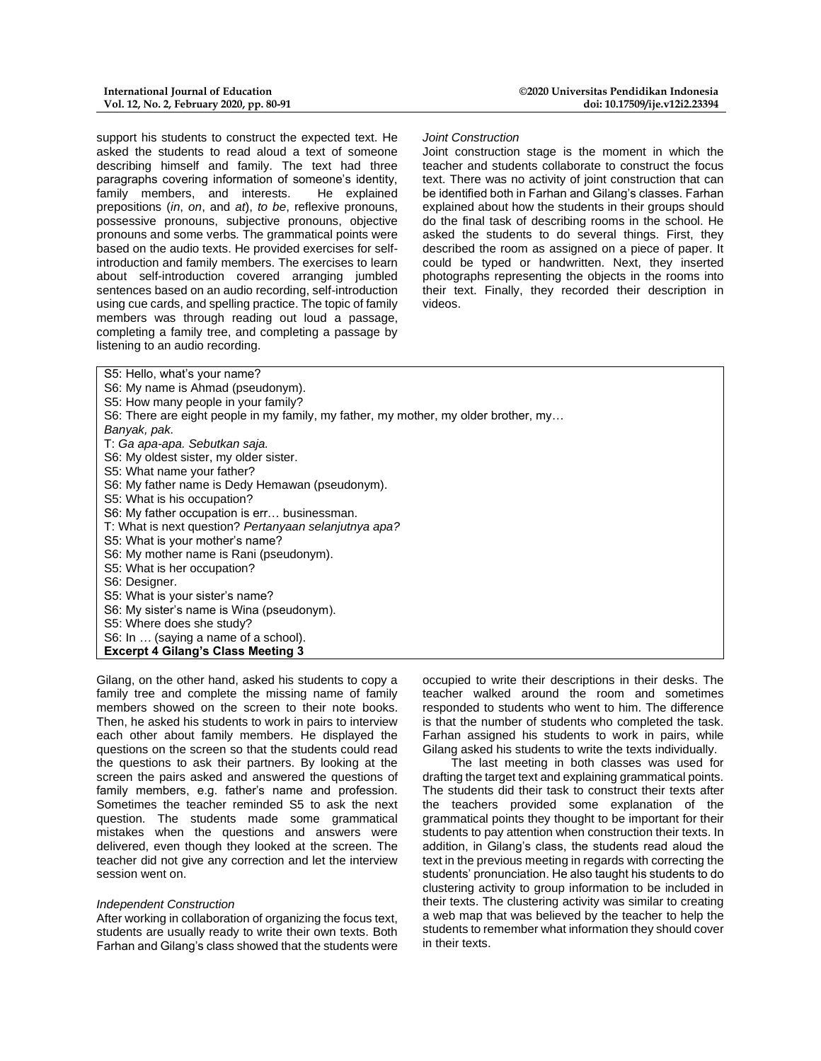support his students to construct the expected text. He asked the students to read aloud a text of someone describing himself and family. The text had three paragraphs covering information of someone's identity, family members, and interests. He explained prepositions (*in*, *on*, and *at*), *to be*, reflexive pronouns, possessive pronouns, subjective pronouns, objective pronouns and some verbs. The grammatical points were based on the audio texts. He provided exercises for self-introduction and family members. The exercises to learn about self-introduction covered arranging jumbled sentences based on an audio recording, self-introduction using cue cards, and spelling practice. The topic of family members was through reading out loud a passage, completing a family tree, and completing a passage by listening to an audio recording.

*Joint Construction*

Joint construction stage is the moment in which the teacher and students collaborate to construct the focus text. There was no activity of joint construction that can be identified both in Farhan and Gilang's classes. Farhan explained about how the students in their groups should do the final task of describing rooms in the school. He asked the students to do several things. First, they described the room as assigned on a piece of paper. It could be typed or handwritten. Next, they inserted photographs representing the objects in the rooms into their text. Finally, they recorded their description in videos.

S5: Hello, what's your name?
S6: My name is Ahmad (pseudonym).
S5: How many people in your family?
S6: There are eight people in my family, my father, my mother, my older brother, my…
*Banyak, pak.*
T: *Ga apa-apa. Sebutkan saja.*
S6: My oldest sister, my older sister.
S5: What name your father?
S6: My father name is Dedy Hemawan (pseudonym).
S5: What is his occupation?
S6: My father occupation is err… businessman.
T: What is next question? *Pertanyaan selanjutnya apa?*
S5: What is your mother's name?
S6: My mother name is Rani (pseudonym).
S5: What is her occupation?
S6: Designer.
S5: What is your sister's name?
S6: My sister's name is Wina (pseudonym).
S5: Where does she study?
S6: In … (saying a name of a school).

**Excerpt 4 Gilang's Class Meeting 3**

Gilang, on the other hand, asked his students to copy a family tree and complete the missing name of family members showed on the screen to their note books. Then, he asked his students to work in pairs to interview each other about family members. He displayed the questions on the screen so that the students could read the questions to ask their partners. By looking at the screen the pairs asked and answered the questions of family members, e.g. father's name and profession. Sometimes the teacher reminded S5 to ask the next question. The students made some grammatical mistakes when the questions and answers were delivered, even though they looked at the screen. The teacher did not give any correction and let the interview session went on.

*Independent Construction*

After working in collaboration of organizing the focus text, students are usually ready to write their own texts. Both Farhan and Gilang's class showed that the students were occupied to write their descriptions in their desks. The teacher walked around the room and sometimes responded to students who went to him. The difference is that the number of students who completed the task. Farhan assigned his students to work in pairs, while Gilang asked his students to write the texts individually.

The last meeting in both classes was used for drafting the target text and explaining grammatical points. The students did their task to construct their texts after the teachers provided some explanation of the grammatical points they thought to be important for their students to pay attention when construction their texts. In addition, in Gilang's class, the students read aloud the text in the previous meeting in regards with correcting the students' pronunciation. He also taught his students to do clustering activity to group information to be included in their texts. The clustering activity was similar to creating a web map that was believed by the teacher to help the students to remember what information they should cover in their texts.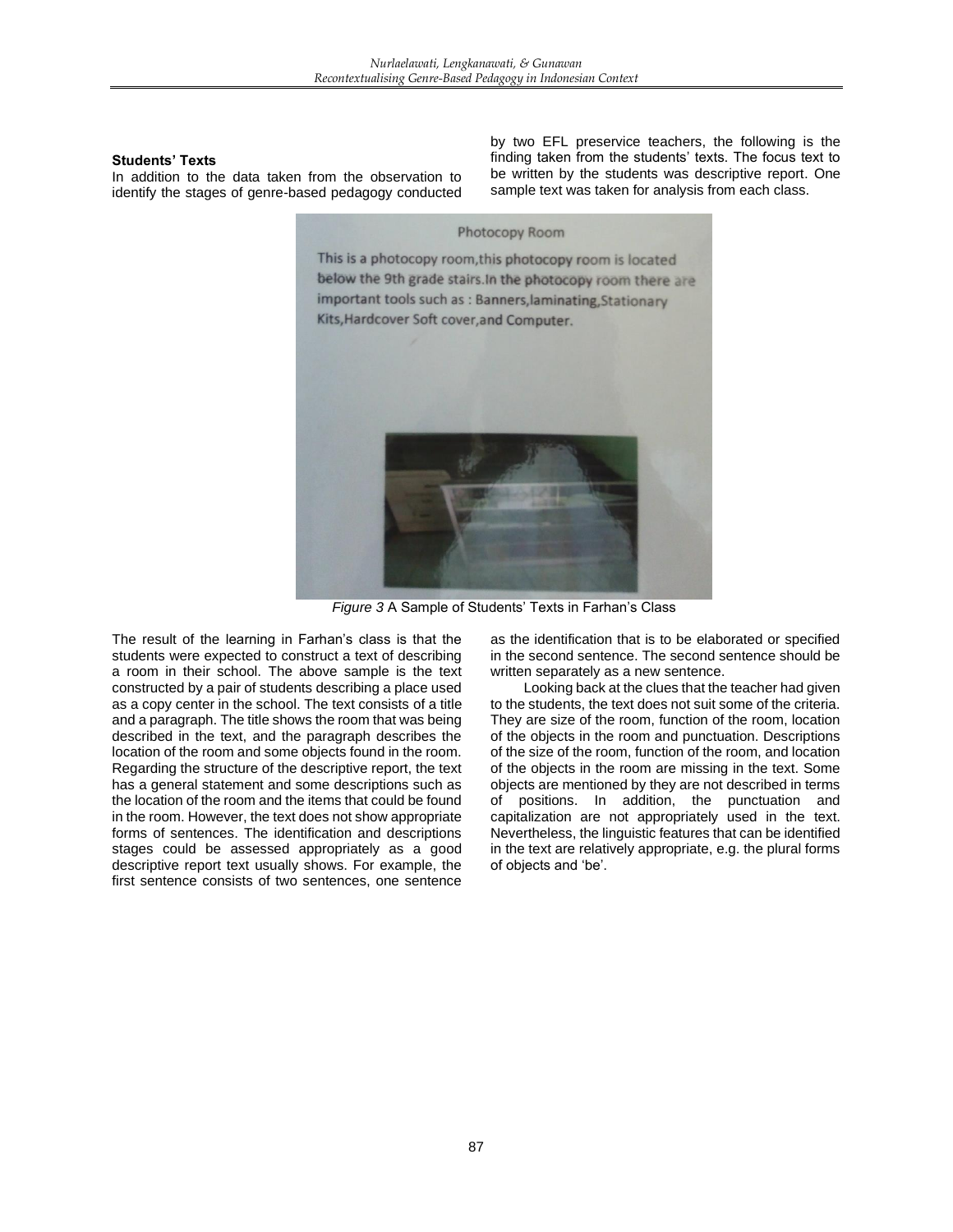**Students' Texts**

In addition to the data taken from the observation to identify the stages of genre-based pedagogy conducted by two EFL preservice teachers, the following is the finding taken from the students' texts. The focus text to be written by the students was descriptive report. One sample text was taken for analysis from each class.

Photocopy Room

This is a photocopy room,this photocopy room is located below the 9th grade stairs.In the photocopy room there are important tools such as : Banners,laminating,Stationary Kits,Hardcover Soft cover,and Computer.

*Figure 3* A Sample of Students' Texts in Farhan's Class

The result of the learning in Farhan's class is that the students were expected to construct a text of describing a room in their school. The above sample is the text constructed by a pair of students describing a place used as a copy center in the school. The text consists of a title and a paragraph. The title shows the room that was being described in the text, and the paragraph describes the location of the room and some objects found in the room. Regarding the structure of the descriptive report, the text has a general statement and some descriptions such as the location of the room and the items that could be found in the room. However, the text does not show appropriate forms of sentences. The identification and descriptions stages could be assessed appropriately as a good descriptive report text usually shows. For example, the first sentence consists of two sentences, one sentence as the identification that is to be elaborated or specified in the second sentence. The second sentence should be written separately as a new sentence.

Looking back at the clues that the teacher had given to the students, the text does not suit some of the criteria. They are size of the room, function of the room, location of the objects in the room and punctuation. Descriptions of the size of the room, function of the room, and location of the objects in the room are missing in the text. Some objects are mentioned by they are not described in terms of positions. In addition, the punctuation and capitalization are not appropriately used in the text. Nevertheless, the linguistic features that can be identified in the text are relatively appropriate, e.g. the plural forms of objects and 'be'.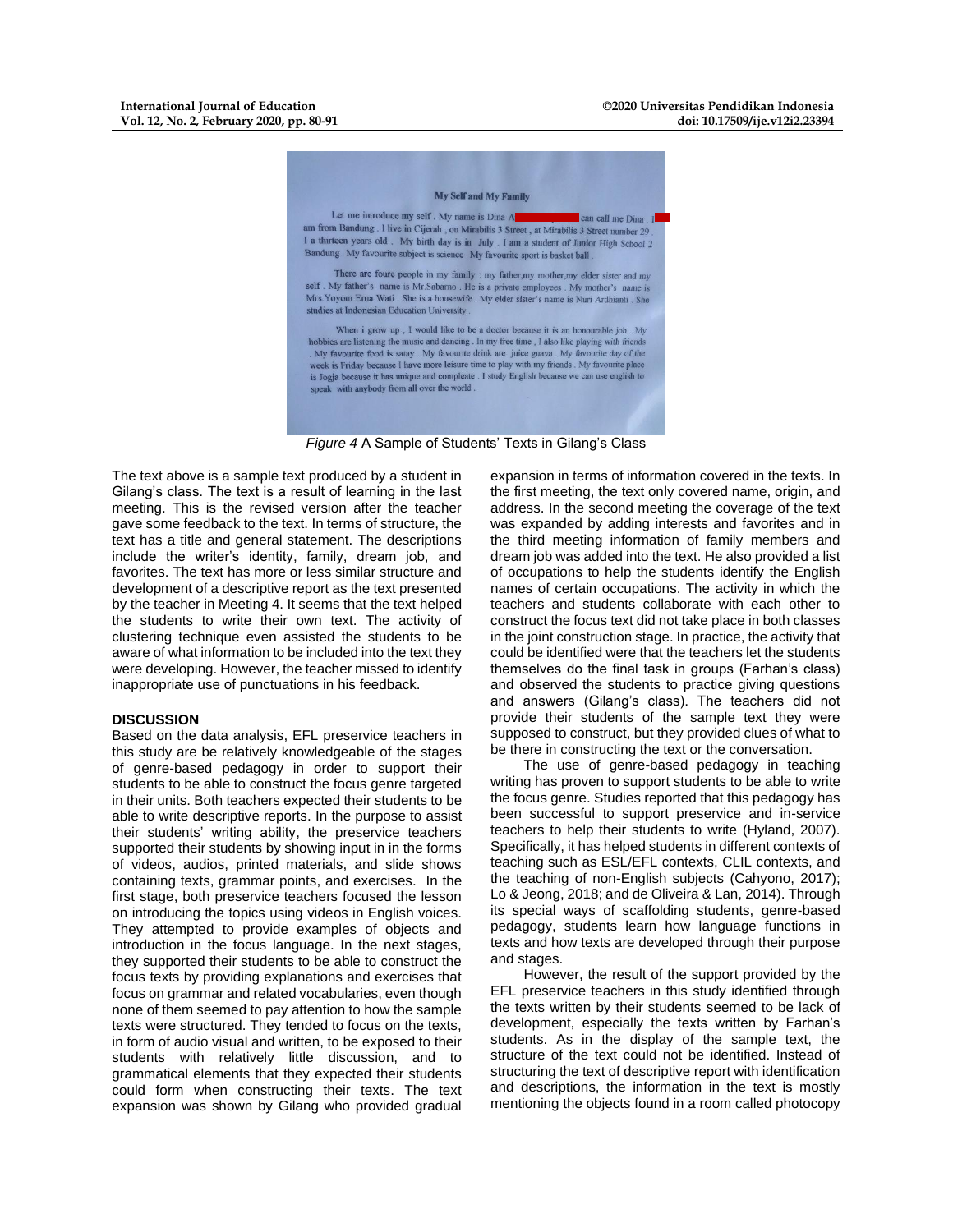My Self and My Family

Let me introduce my self . My name is Dina A[redacted] can call me Dina . I am from Bandung . I live in Cijerah , on Mirabilis 3 Street , at Mirabilis 3 Street number 29 . I a thirteen years old . My birth day is in July . I am a student of Junior High School 2 Bandung . My favourite subject is science . My favourite sport is basket ball .

There are foure people in my family : my father,my mother,my elder sister and my self . My father's name is Mr.Sabarno . He is a private employees . My mother's name is Mrs.Yoyom Erna Wati . She is a housewife . My elder sister's name is Nuri Ardbianti . She studies at Indonesian Education University .

When i grow up , I would like to be a doctor because it is an honourable job . My hobbies are listening the music and dancing . In my free time , I also like playing with friends . My favourite food is satay . My favourite drink are juice guava . My favourite day of the week is Friday because I have more leisure time to play with my friends . My favourite place is Jogja because it has unique and compleate . I study English because we can use english to speak with anybody from all over the world .

*Figure 4* A Sample of Students' Texts in Gilang's Class

The text above is a sample text produced by a student in Gilang's class. The text is a result of learning in the last meeting. This is the revised version after the teacher gave some feedback to the text. In terms of structure, the text has a title and general statement. The descriptions include the writer's identity, family, dream job, and favorites. The text has more or less similar structure and development of a descriptive report as the text presented by the teacher in Meeting 4. It seems that the text helped the students to write their own text. The activity of clustering technique even assisted the students to be aware of what information to be included into the text they were developing. However, the teacher missed to identify inappropriate use of punctuations in his feedback.

## DISCUSSION

Based on the data analysis, EFL preservice teachers in this study are be relatively knowledgeable of the stages of genre-based pedagogy in order to support their students to be able to construct the focus genre targeted in their units. Both teachers expected their students to be able to write descriptive reports. In the purpose to assist their students' writing ability, the preservice teachers supported their students by showing input in in the forms of videos, audios, printed materials, and slide shows containing texts, grammar points, and exercises. In the first stage, both preservice teachers focused the lesson on introducing the topics using videos in English voices. They attempted to provide examples of objects and introduction in the focus language. In the next stages, they supported their students to be able to construct the focus texts by providing explanations and exercises that focus on grammar and related vocabularies, even though none of them seemed to pay attention to how the sample texts were structured. They tended to focus on the texts, in form of audio visual and written, to be exposed to their students with relatively little discussion, and to grammatical elements that they expected their students could form when constructing their texts. The text expansion was shown by Gilang who provided gradual expansion in terms of information covered in the texts. In the first meeting, the text only covered name, origin, and address. In the second meeting the coverage of the text was expanded by adding interests and favorites and in the third meeting information of family members and dream job was added into the text. He also provided a list of occupations to help the students identify the English names of certain occupations. The activity in which the teachers and students collaborate with each other to construct the focus text did not take place in both classes in the joint construction stage. In practice, the activity that could be identified were that the teachers let the students themselves do the final task in groups (Farhan's class) and observed the students to practice giving questions and answers (Gilang's class). The teachers did not provide their students of the sample text they were supposed to construct, but they provided clues of what to be there in constructing the text or the conversation.

The use of genre-based pedagogy in teaching writing has proven to support students to be able to write the focus genre. Studies reported that this pedagogy has been successful to support preservice and in-service teachers to help their students to write (Hyland, 2007). Specifically, it has helped students in different contexts of teaching such as ESL/EFL contexts, CLIL contexts, and the teaching of non-English subjects (Cahyono, 2017); Lo & Jeong, 2018; and de Oliveira & Lan, 2014). Through its special ways of scaffolding students, genre-based pedagogy, students learn how language functions in texts and how texts are developed through their purpose and stages.

However, the result of the support provided by the EFL preservice teachers in this study identified through the texts written by their students seemed to be lack of development, especially the texts written by Farhan's students. As in the display of the sample text, the structure of the text could not be identified. Instead of structuring the text of descriptive report with identification and descriptions, the information in the text is mostly mentioning the objects found in a room called photocopy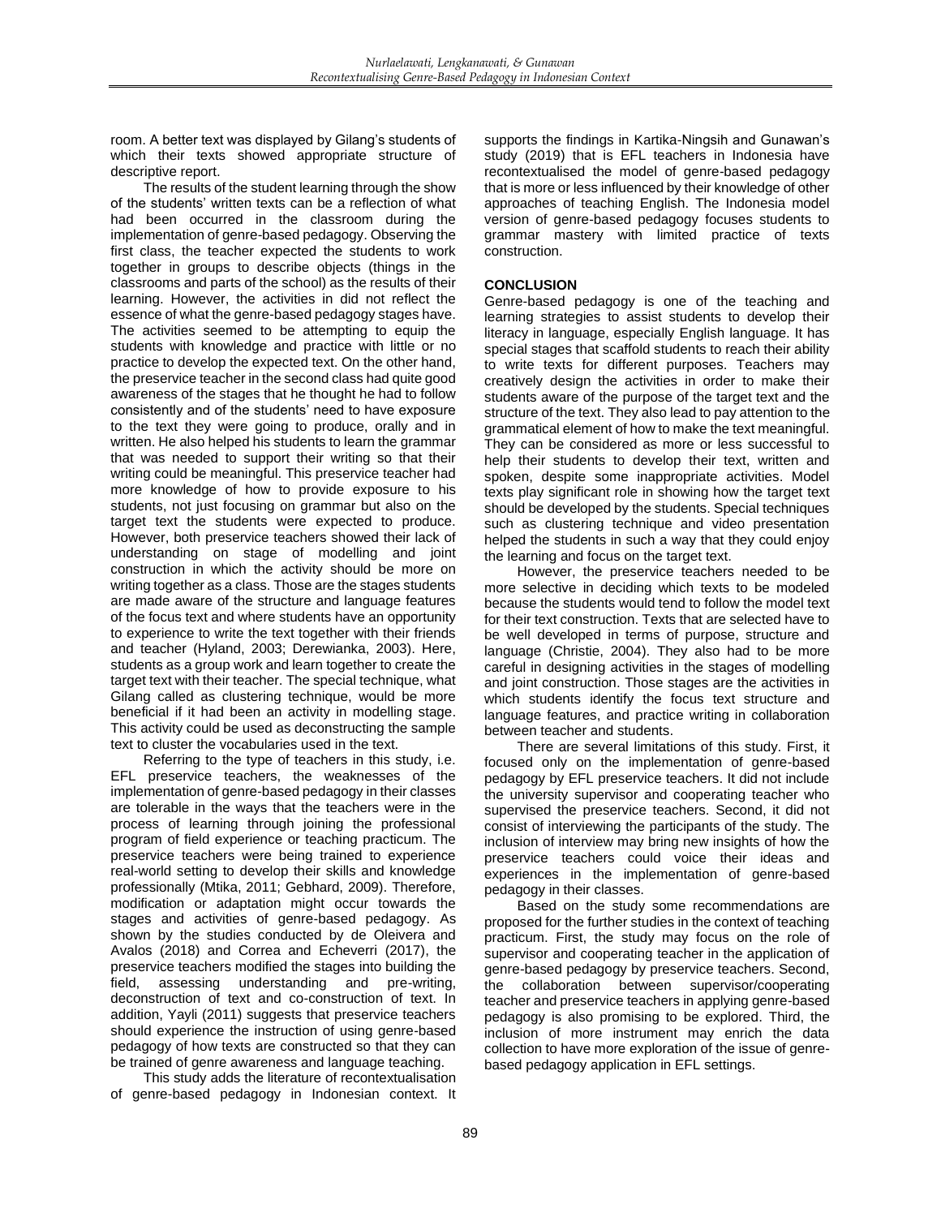room. A better text was displayed by Gilang's students of which their texts showed appropriate structure of descriptive report.

The results of the student learning through the show of the students' written texts can be a reflection of what had been occurred in the classroom during the implementation of genre-based pedagogy. Observing the first class, the teacher expected the students to work together in groups to describe objects (things in the classrooms and parts of the school) as the results of their learning. However, the activities in did not reflect the essence of what the genre-based pedagogy stages have. The activities seemed to be attempting to equip the students with knowledge and practice with little or no practice to develop the expected text. On the other hand, the preservice teacher in the second class had quite good awareness of the stages that he thought he had to follow consistently and of the students' need to have exposure to the text they were going to produce, orally and in written. He also helped his students to learn the grammar that was needed to support their writing so that their writing could be meaningful. This preservice teacher had more knowledge of how to provide exposure to his students, not just focusing on grammar but also on the target text the students were expected to produce. However, both preservice teachers showed their lack of understanding on stage of modelling and joint construction in which the activity should be more on writing together as a class. Those are the stages students are made aware of the structure and language features of the focus text and where students have an opportunity to experience to write the text together with their friends and teacher (Hyland, 2003; Derewianka, 2003). Here, students as a group work and learn together to create the target text with their teacher. The special technique, what Gilang called as clustering technique, would be more beneficial if it had been an activity in modelling stage. This activity could be used as deconstructing the sample text to cluster the vocabularies used in the text.

Referring to the type of teachers in this study, i.e. EFL preservice teachers, the weaknesses of the implementation of genre-based pedagogy in their classes are tolerable in the ways that the teachers were in the process of learning through joining the professional program of field experience or teaching practicum. The preservice teachers were being trained to experience real-world setting to develop their skills and knowledge professionally (Mtika, 2011; Gebhard, 2009). Therefore, modification or adaptation might occur towards the stages and activities of genre-based pedagogy. As shown by the studies conducted by de Oleivera and Avalos (2018) and Correa and Echeverri (2017), the preservice teachers modified the stages into building the field, assessing understanding and pre-writing, deconstruction of text and co-construction of text. In addition, Yayli (2011) suggests that preservice teachers should experience the instruction of using genre-based pedagogy of how texts are constructed so that they can be trained of genre awareness and language teaching.

This study adds the literature of recontextualisation of genre-based pedagogy in Indonesian context. It supports the findings in Kartika-Ningsih and Gunawan's study (2019) that is EFL teachers in Indonesia have recontextualised the model of genre-based pedagogy that is more or less influenced by their knowledge of other approaches of teaching English. The Indonesia model version of genre-based pedagogy focuses students to grammar mastery with limited practice of texts construction.

## CONCLUSION

Genre-based pedagogy is one of the teaching and learning strategies to assist students to develop their literacy in language, especially English language. It has special stages that scaffold students to reach their ability to write texts for different purposes. Teachers may creatively design the activities in order to make their students aware of the purpose of the target text and the structure of the text. They also lead to pay attention to the grammatical element of how to make the text meaningful. They can be considered as more or less successful to help their students to develop their text, written and spoken, despite some inappropriate activities. Model texts play significant role in showing how the target text should be developed by the students. Special techniques such as clustering technique and video presentation helped the students in such a way that they could enjoy the learning and focus on the target text.

However, the preservice teachers needed to be more selective in deciding which texts to be modeled because the students would tend to follow the model text for their text construction. Texts that are selected have to be well developed in terms of purpose, structure and language (Christie, 2004). They also had to be more careful in designing activities in the stages of modelling and joint construction. Those stages are the activities in which students identify the focus text structure and language features, and practice writing in collaboration between teacher and students.

There are several limitations of this study. First, it focused only on the implementation of genre-based pedagogy by EFL preservice teachers. It did not include the university supervisor and cooperating teacher who supervised the preservice teachers. Second, it did not consist of interviewing the participants of the study. The inclusion of interview may bring new insights of how the preservice teachers could voice their ideas and experiences in the implementation of genre-based pedagogy in their classes.

Based on the study some recommendations are proposed for the further studies in the context of teaching practicum. First, the study may focus on the role of supervisor and cooperating teacher in the application of genre-based pedagogy by preservice teachers. Second, the collaboration between supervisor/cooperating teacher and preservice teachers in applying genre-based pedagogy is also promising to be explored. Third, the inclusion of more instrument may enrich the data collection to have more exploration of the issue of genre-based pedagogy application in EFL settings.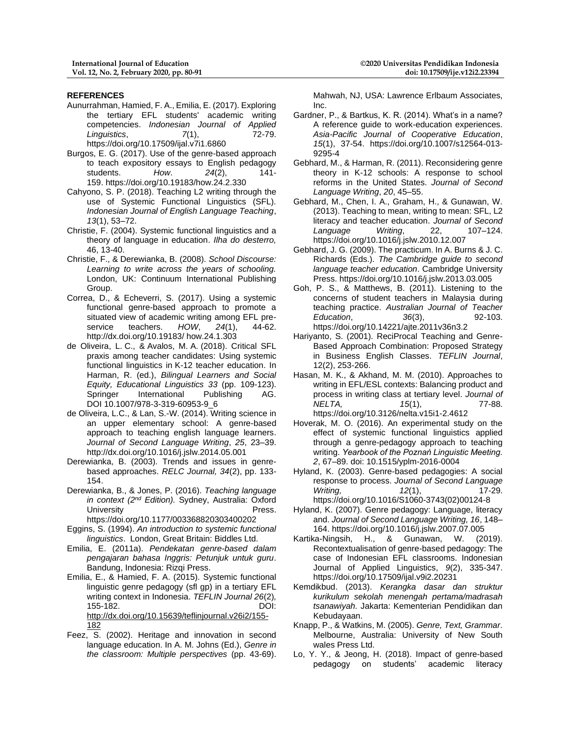## REFERENCES

Aunurrahman, Hamied, F. A., Emilia, E. (2017). Exploring the tertiary EFL students' academic writing competencies. *Indonesian Journal of Applied Linguistics*, *7*(1), 72-79. https://doi.org/10.17509/ijal.v7i1.6860

Burgos, E. G. (2017). Use of the genre-based approach to teach expository essays to English pedagogy students. *How*. *24*(2), 141-159. https://doi.org/10.19183/how.24.2.330

Cahyono, S. P. (2018). Teaching L2 writing through the use of Systemic Functional Linguistics (SFL). *Indonesian Journal of English Language Teaching*, *13*(1), 53–72.

Christie, F. (2004). Systemic functional linguistics and a theory of language in education. *Ilha do desterro,* 46, 13-40.

Christie, F., & Derewianka, B. (2008). *School Discourse: Learning to write across the years of schooling.* London, UK: Continuum International Publishing Group.

Correa, D., & Echeverri, S. (2017). Using a systemic functional genre-based approach to promote a situated view of academic writing among EFL pre-service teachers. *HOW*, *24*(1), 44-62. http://dx.doi.org/10.19183/ how.24.1.303

de Oliveira, L. C., & Avalos, M. A. (2018). Critical SFL praxis among teacher candidates: Using systemic functional linguistics in K-12 teacher education. In Harman, R. (ed.), *Bilingual Learners and Social Equity, Educational Linguistics 33* (pp. 109-123). Springer International Publishing AG. DOI 10.1007/978-3-319-60953-9_6

de Oliveira, L.C., & Lan, S.-W. (2014). Writing science in an upper elementary school: A genre-based approach to teaching english language learners. *Journal of Second Language Writing*, *25*, 23–39. http://dx.doi.org/10.1016/j.jslw.2014.05.001

Derewianka, B. (2003). Trends and issues in genre-based approaches. *RELC Journal, 34*(2), pp. 133-154.

Derewianka, B., & Jones, P. (2016). *Teaching language in context (2nd Edition).* Sydney, Australia: Oxford University Press. https://doi.org/10.1177/003368820303400202

Eggins, S. (1994). *An introduction to systemic functional linguistics*. London, Great Britain: Biddles Ltd.

Emilia, E. (2011a). *Pendekatan genre-based dalam pengajaran bahasa Inggris: Petunjuk untuk guru*. Bandung, Indonesia: Rizqi Press.

Emilia, E., & Hamied, F. A. (2015). Systemic functional linguistic genre pedagogy (sfl gp) in a tertiary EFL writing context in Indonesia. *TEFLIN Journal 26*(2)*,* 155-182. DOI: http://dx.doi.org/10.15639/teflinjournal.v26i2/155-182

Feez, S. (2002). Heritage and innovation in second language education. In A. M. Johns (Ed.), *Genre in the classroom: Multiple perspectives* (pp. 43-69). Mahwah, NJ, USA: Lawrence Erlbaum Associates, Inc.

Gardner, P., & Bartkus, K. R. (2014). What's in a name? A reference guide to work-education experiences. *Asia-Pacific Journal of Cooperative Education*, *15*(1), 37-54. https://doi.org/10.1007/s12564-013-9295-4

Gebhard, M., & Harman, R. (2011). Reconsidering genre theory in K-12 schools: A response to school reforms in the United States. *Journal of Second Language Writing*, *20*, 45–55.

Gebhard, M., Chen, I. A., Graham, H., & Gunawan, W. (2013). Teaching to mean, writing to mean: SFL, L2 literacy and teacher education. *Journal of Second Language Writing*, 22, 107–124. https://doi.org/10.1016/j.jslw.2010.12.007

Gebhard, J. G. (2009). The practicum. In A. Burns & J. C. Richards (Eds.). *The Cambridge guide to second language teacher education*. Cambridge University Press. https://doi.org/10.1016/j.jslw.2013.03.005

Goh, P. S., & Matthews, B. (2011). Listening to the concerns of student teachers in Malaysia during teaching practice. *Australian Journal of Teacher Education*, *36*(3), 92-103. https://doi.org/10.14221/ajte.2011v36n3.2

Hariyanto, S. (2001). ReciProcal Teaching and Genre-Based Approach Combination: Proposed Strategy in Business English Classes. *TEFLIN Journal*, 12(2), 253-266.

Hasan, M. K., & Akhand, M. M. (2010). Approaches to writing in EFL/ESL contexts: Balancing product and process in writing class at tertiary level. *Journal of NELTA,* *15*(1), 77-88. https://doi.org/10.3126/nelta.v15i1-2.4612

Hoverak, M. O. (2016). An experimental study on the effect of systemic functional linguistics applied through a genre-pedagogy approach to teaching writing. *Yearbook of the Poznań Linguistic Meeting. 2*, 67–89. doi: 10.1515/yplm-2016-0004

Hyland, K. (2003). Genre-based pedagogies: A social response to process. *Journal of Second Language Writing,* *12*(1), 17-29. https://doi.org/10.1016/S1060-3743(02)00124-8

Hyland, K. (2007). Genre pedagogy: Language, literacy and. *Journal of Second Language Writing, 16*, 148–164. https://doi.org/10.1016/j.jslw.2007.07.005

Kartika-Ningsih, H., & Gunawan, W. (2019). Recontextualisation of genre-based pedagogy: The case of Indonesian EFL classrooms. Indonesian Journal of Applied Linguistics, *9*(2), 335-347. https://doi.org/10.17509/ijal.v9i2.20231

Kemdikbud. (2013). *Kerangka dasar dan struktur kurikulum sekolah menengah pertama/madrasah tsanawiyah.* Jakarta: Kementerian Pendidikan dan Kebudayaan.

Knapp, P., & Watkins, M. (2005). *Genre, Text, Grammar*. Melbourne, Australia: University of New South wales Press Ltd.

Lo, Y. Y., & Jeong, H. (2018). Impact of genre-based pedagogy on students' academic literacy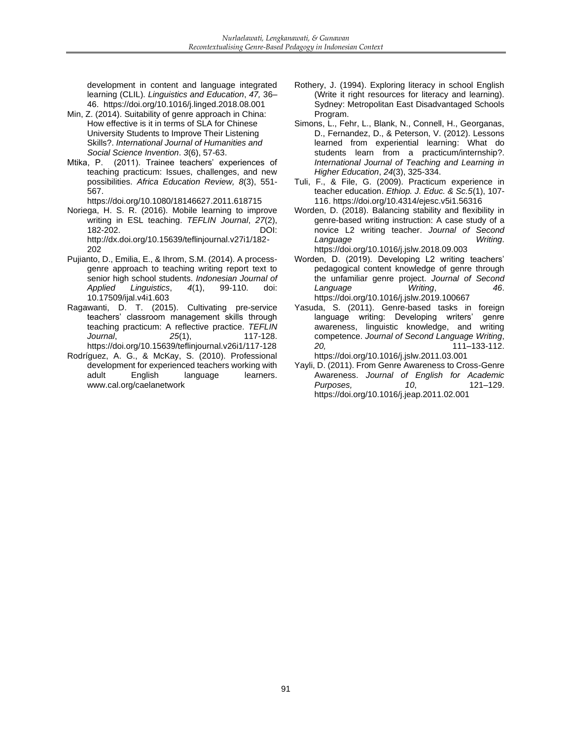development in content and language integrated learning (CLIL). *Linguistics and Education*, *47,* 36–46. https://doi.org/10.1016/j.linged.2018.08.001

Min, Z. (2014). Suitability of genre approach in China: How effective is it in terms of SLA for Chinese University Students to Improve Their Listening Skills?. *International Journal of Humanities and Social Science Invention*. *3*(6), 57-63.

Mtika, P. (2011). Trainee teachers' experiences of teaching practicum: Issues, challenges, and new possibilities. *Africa Education Review, 8*(3), 551-567. https://doi.org/10.1080/18146627.2011.618715

Noriega, H. S. R. (2016). Mobile learning to improve writing in ESL teaching. *TEFLIN Journal*, *27*(2), 182-202. DOI: http://dx.doi.org/10.15639/teflinjournal.v27i1/182-202

Pujianto, D., Emilia, E., & Ihrom, S.M. (2014). A process-genre approach to teaching writing report text to senior high school students. *Indonesian Journal of Applied Linguistics*, *4*(1), 99-110. doi: 10.17509/ijal.v4i1.603

Ragawanti, D. T. (2015). Cultivating pre-service teachers' classroom management skills through teaching practicum: A reflective practice. *TEFLIN Journal*, *25*(1), 117-128. https://doi.org/10.15639/teflinjournal.v26i1/117-128

Rodríguez, A. G., & McKay, S. (2010). Professional development for experienced teachers working with adult English language learners. www.cal.org/caelanetwork

Rothery, J. (1994). Exploring literacy in school English (Write it right resources for literacy and learning). Sydney: Metropolitan East Disadvantaged Schools Program.

Simons, L., Fehr, L., Blank, N., Connell, H., Georganas, D., Fernandez, D., & Peterson, V. (2012). Lessons learned from experiential learning: What do students learn from a practicum/internship?. *International Journal of Teaching and Learning in Higher Education*, *24*(3), 325-334.

Tuli, F., & File, G. (2009). Practicum experience in teacher education. *Ethiop. J. Educ. & Sc.5*(1), 107-116. https://doi.org/10.4314/ejesc.v5i1.56316

Worden, D. (2018). Balancing stability and flexibility in genre-based writing instruction: A case study of a novice L2 writing teacher. *Journal of Second Language Writing*. https://doi.org/10.1016/j.jslw.2018.09.003

Worden, D. (2019). Developing L2 writing teachers' pedagogical content knowledge of genre through the unfamiliar genre project. *Journal of Second Language Writing*, *46*. https://doi.org/10.1016/j.jslw.2019.100667

Yasuda, S. (2011). Genre-based tasks in foreign language writing: Developing writers' genre awareness, linguistic knowledge, and writing competence. *Journal of Second Language Writing*, *20,* 111–133-112. https://doi.org/10.1016/j.jslw.2011.03.001

Yayli, D. (2011). From Genre Awareness to Cross-Genre Awareness. *Journal of English for Academic Purposes, 10*, 121–129. https://doi.org/10.1016/j.jeap.2011.02.001